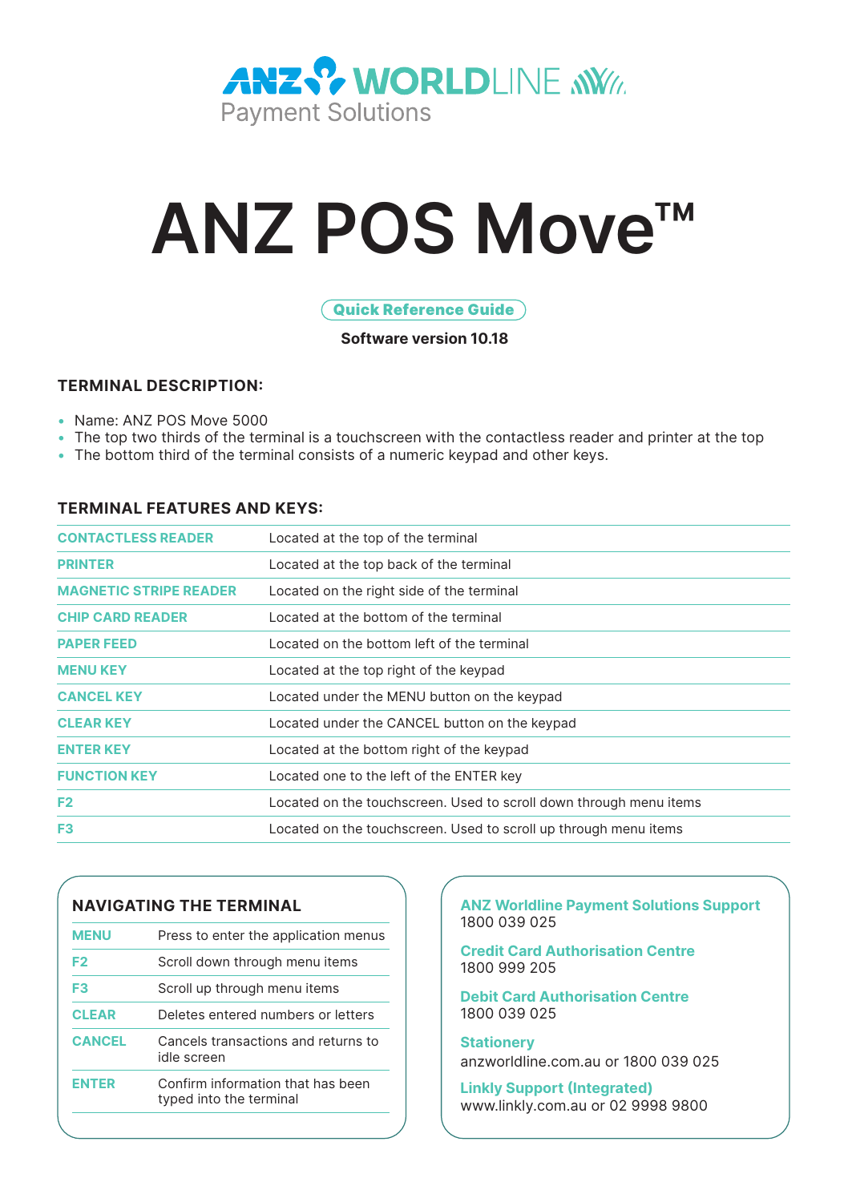ANZ WORLDLINE Payment Solutions

# ANZ POS Move™

**Quick Reference Guide**

**Software version 10.18**

## TERMINAL DESCRIPTION:

- Name: ANZ POS Move 5000
- The top two thirds of the terminal is a touchscreen with the contactless reader and printer at the top
- The bottom third of the terminal consists of a numeric keypad and other keys.

## TERMINAL FEATURES AND KEYS:

| | |
|---|---|
| CONTACTLESS READER | Located at the top of the terminal |
| PRINTER | Located at the top back of the terminal |
| MAGNETIC STRIPE READER | Located on the right side of the terminal |
| CHIP CARD READER | Located at the bottom of the terminal |
| PAPER FEED | Located on the bottom left of the terminal |
| MENU KEY | Located at the top right of the keypad |
| CANCEL KEY | Located under the MENU button on the keypad |
| CLEAR KEY | Located under the CANCEL button on the keypad |
| ENTER KEY | Located at the bottom right of the keypad |
| FUNCTION KEY | Located one to the left of the ENTER key |
| F2 | Located on the touchscreen. Used to scroll down through menu items |
| F3 | Located on the touchscreen. Used to scroll up through menu items |

## NAVIGATING THE TERMINAL

| | |
|---|---|
| MENU | Press to enter the application menus |
| F2 | Scroll down through menu items |
| F3 | Scroll up through menu items |
| CLEAR | Deletes entered numbers or letters |
| CANCEL | Cancels transactions and returns to idle screen |
| ENTER | Confirm information that has been typed into the terminal |

**ANZ Worldline Payment Solutions Support**
1800 039 025

**Credit Card Authorisation Centre**
1800 999 205

**Debit Card Authorisation Centre**
1800 039 025

**Stationery**
anzworldline.com.au or 1800 039 025

**Linkly Support (Integrated)**
www.linkly.com.au or 02 9998 9800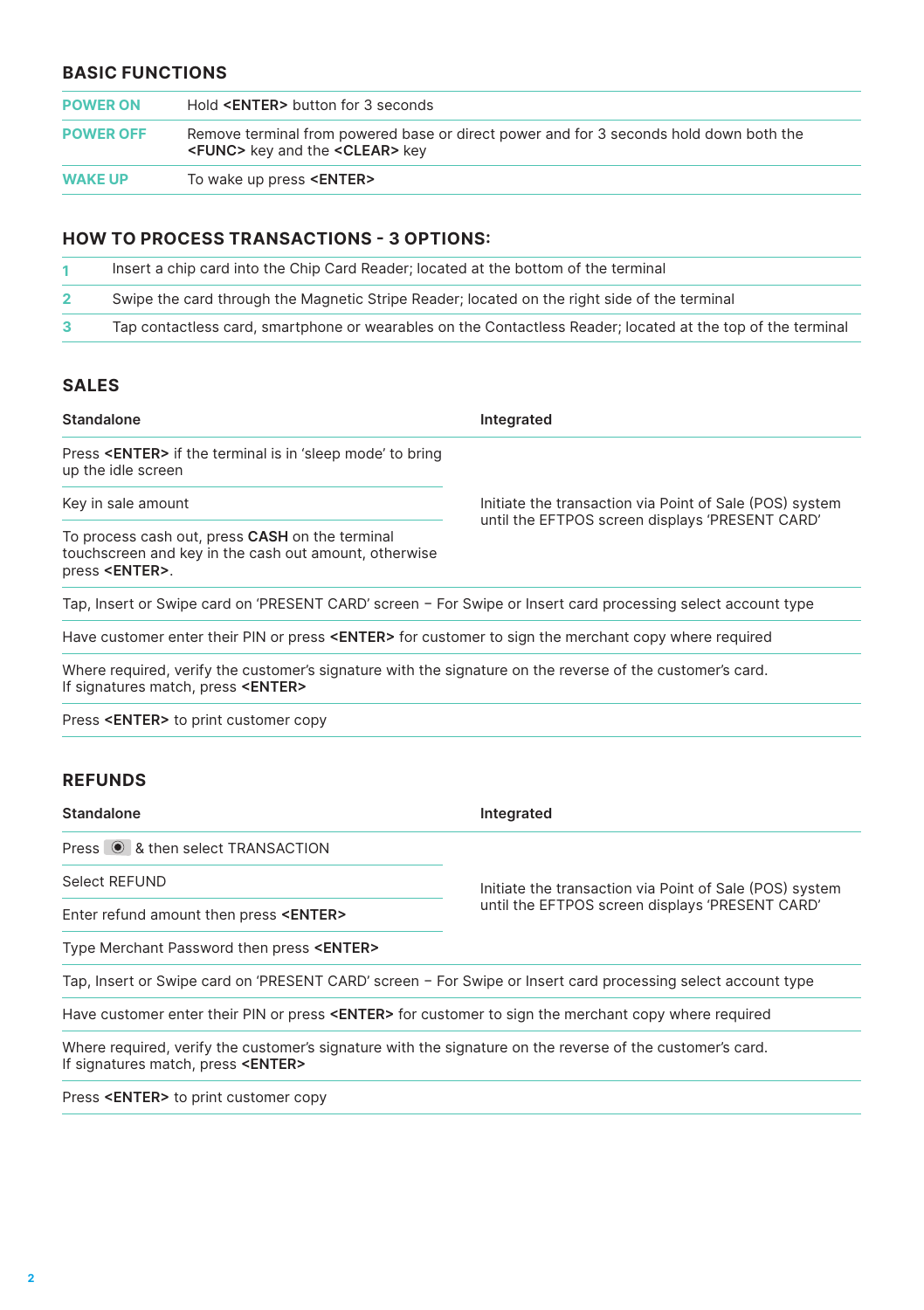## BASIC FUNCTIONS

| | |
|---|---|
| **POWER ON** | Hold **<ENTER>** button for 3 seconds |
| **POWER OFF** | Remove terminal from powered base or direct power and for 3 seconds hold down both the **<FUNC>** key and the **<CLEAR>** key |
| **WAKE UP** | To wake up press **<ENTER>** |

## HOW TO PROCESS TRANSACTIONS - 3 OPTIONS:

| | |
|---|---|
| 1 | Insert a chip card into the Chip Card Reader; located at the bottom of the terminal |
| 2 | Swipe the card through the Magnetic Stripe Reader; located on the right side of the terminal |
| 3 | Tap contactless card, smartphone or wearables on the Contactless Reader; located at the top of the terminal |

## SALES

| Standalone | Integrated |
|---|---|
| Press **<ENTER>** if the terminal is in 'sleep mode' to bring up the idle screen | Initiate the transaction via Point of Sale (POS) system until the EFTPOS screen displays 'PRESENT CARD' |
| Key in sale amount | |
| To process cash out, press **CASH** on the terminal touchscreen and key in the cash out amount, otherwise press **<ENTER>**. | |

Tap, Insert or Swipe card on 'PRESENT CARD' screen – For Swipe or Insert card processing select account type

Have customer enter their PIN or press **<ENTER>** for customer to sign the merchant copy where required

Where required, verify the customer's signature with the signature on the reverse of the customer's card.
If signatures match, press **<ENTER>**

Press **<ENTER>** to print customer copy

## REFUNDS

| Standalone | Integrated |
|---|---|
| Press ◉ & then select TRANSACTION | Initiate the transaction via Point of Sale (POS) system until the EFTPOS screen displays 'PRESENT CARD' |
| Select REFUND | |
| Enter refund amount then press **<ENTER>** | |
| Type Merchant Password then press **<ENTER>** | |

Tap, Insert or Swipe card on 'PRESENT CARD' screen – For Swipe or Insert card processing select account type

Have customer enter their PIN or press **<ENTER>** for customer to sign the merchant copy where required

Where required, verify the customer's signature with the signature on the reverse of the customer's card.
If signatures match, press **<ENTER>**

Press **<ENTER>** to print customer copy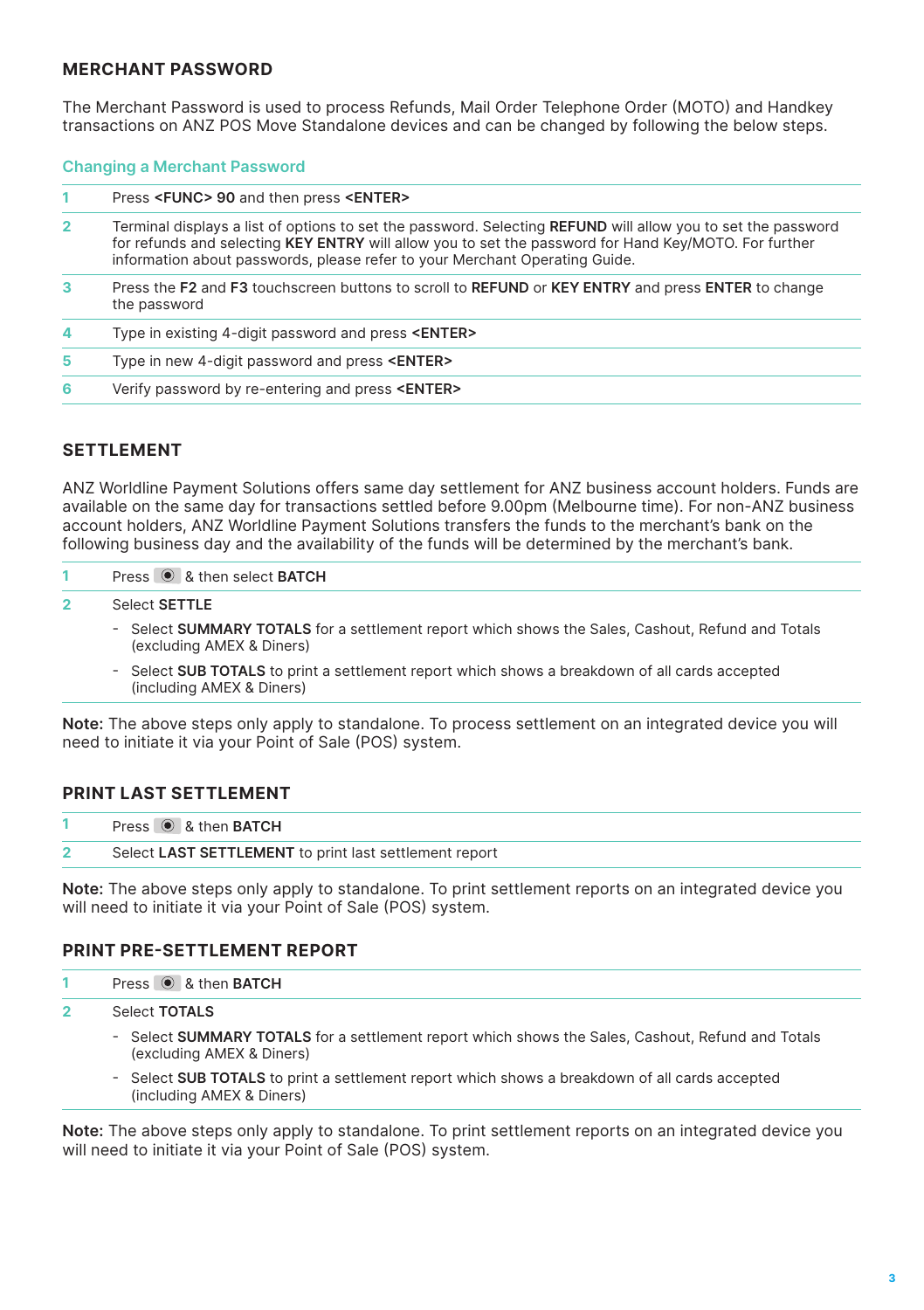## MERCHANT PASSWORD

The Merchant Password is used to process Refunds, Mail Order Telephone Order (MOTO) and Handkey transactions on ANZ POS Move Standalone devices and can be changed by following the below steps.

### Changing a Merchant Password

| | |
|---|---|
| 1 | Press **<FUNC> 90** and then press **<ENTER>** |
| 2 | Terminal displays a list of options to set the password. Selecting **REFUND** will allow you to set the password for refunds and selecting **KEY ENTRY** will allow you to set the password for Hand Key/MOTO. For further information about passwords, please refer to your Merchant Operating Guide. |
| 3 | Press the **F2** and **F3** touchscreen buttons to scroll to **REFUND** or **KEY ENTRY** and press **ENTER** to change the password |
| 4 | Type in existing 4-digit password and press **<ENTER>** |
| 5 | Type in new 4-digit password and press **<ENTER>** |
| 6 | Verify password by re-entering and press **<ENTER>** |

## SETTLEMENT

ANZ Worldline Payment Solutions offers same day settlement for ANZ business account holders. Funds are available on the same day for transactions settled before 9.00pm (Melbourne time). For non-ANZ business account holders, ANZ Worldline Payment Solutions transfers the funds to the merchant's bank on the following business day and the availability of the funds will be determined by the merchant's bank.

1. Press ◉ & then select **BATCH**
2. Select **SETTLE**
   - Select **SUMMARY TOTALS** for a settlement report which shows the Sales, Cashout, Refund and Totals (excluding AMEX & Diners)
   - Select **SUB TOTALS** to print a settlement report which shows a breakdown of all cards accepted (including AMEX & Diners)

**Note:** The above steps only apply to standalone. To process settlement on an integrated device you will need to initiate it via your Point of Sale (POS) system.

## PRINT LAST SETTLEMENT

| | |
|---|---|
| 1 | Press ◉ & then **BATCH** |
| 2 | Select **LAST SETTLEMENT** to print last settlement report |

**Note:** The above steps only apply to standalone. To print settlement reports on an integrated device you will need to initiate it via your Point of Sale (POS) system.

## PRINT PRE-SETTLEMENT REPORT

1. Press ◉ & then **BATCH**
2. Select **TOTALS**
   - Select **SUMMARY TOTALS** for a settlement report which shows the Sales, Cashout, Refund and Totals (excluding AMEX & Diners)
   - Select **SUB TOTALS** to print a settlement report which shows a breakdown of all cards accepted (including AMEX & Diners)

**Note:** The above steps only apply to standalone. To print settlement reports on an integrated device you will need to initiate it via your Point of Sale (POS) system.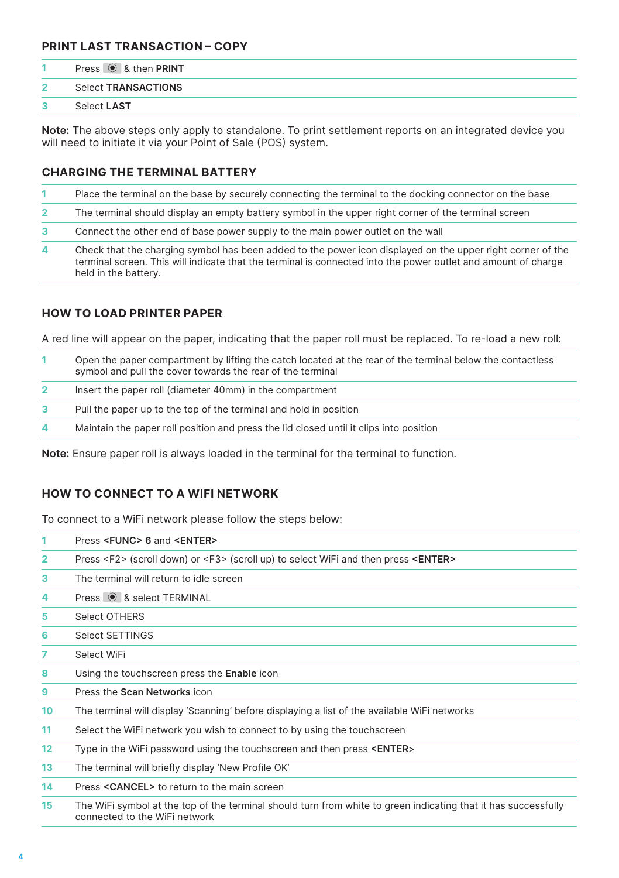## PRINT LAST TRANSACTION – COPY

| | |
|---|---|
| 1 | Press ◉ & then **PRINT** |
| 2 | Select **TRANSACTIONS** |
| 3 | Select **LAST** |

**Note:** The above steps only apply to standalone. To print settlement reports on an integrated device you will need to initiate it via your Point of Sale (POS) system.

## CHARGING THE TERMINAL BATTERY

| | |
|---|---|
| 1 | Place the terminal on the base by securely connecting the terminal to the docking connector on the base |
| 2 | The terminal should display an empty battery symbol in the upper right corner of the terminal screen |
| 3 | Connect the other end of base power supply to the main power outlet on the wall |
| 4 | Check that the charging symbol has been added to the power icon displayed on the upper right corner of the terminal screen. This will indicate that the terminal is connected into the power outlet and amount of charge held in the battery. |

## HOW TO LOAD PRINTER PAPER

A red line will appear on the paper, indicating that the paper roll must be replaced. To re-load a new roll:

| | |
|---|---|
| 1 | Open the paper compartment by lifting the catch located at the rear of the terminal below the contactless symbol and pull the cover towards the rear of the terminal |
| 2 | Insert the paper roll (diameter 40mm) in the compartment |
| 3 | Pull the paper up to the top of the terminal and hold in position |
| 4 | Maintain the paper roll position and press the lid closed until it clips into position |

**Note:** Ensure paper roll is always loaded in the terminal for the terminal to function.

## HOW TO CONNECT TO A WIFI NETWORK

To connect to a WiFi network please follow the steps below:

| | |
|---|---|
| 1 | Press **<FUNC> 6** and **<ENTER>** |
| 2 | Press <F2> (scroll down) or <F3> (scroll up) to select WiFi and then press **<ENTER>** |
| 3 | The terminal will return to idle screen |
| 4 | Press ◉ & select TERMINAL |
| 5 | Select OTHERS |
| 6 | Select SETTINGS |
| 7 | Select WiFi |
| 8 | Using the touchscreen press the **Enable** icon |
| 9 | Press the **Scan Networks** icon |
| 10 | The terminal will display 'Scanning' before displaying a list of the available WiFi networks |
| 11 | Select the WiFi network you wish to connect to by using the touchscreen |
| 12 | Type in the WiFi password using the touchscreen and then press **<ENTER**> |
| 13 | The terminal will briefly display 'New Profile OK' |
| 14 | Press **<CANCEL>** to return to the main screen |
| 15 | The WiFi symbol at the top of the terminal should turn from white to green indicating that it has successfully connected to the WiFi network |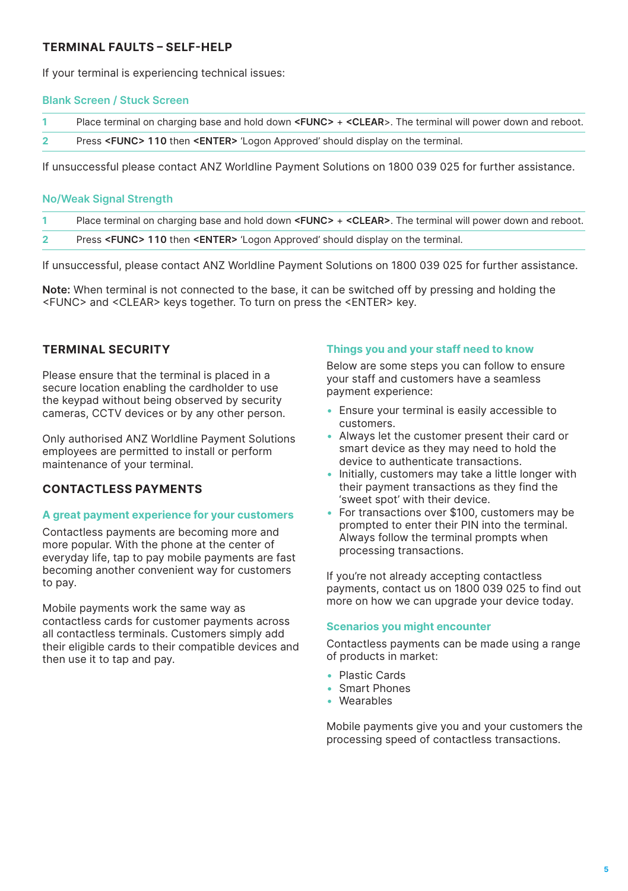## TERMINAL FAULTS – SELF-HELP

If your terminal is experiencing technical issues:

### Blank Screen / Stuck Screen

| | |
|---|---|
| 1 | Place terminal on charging base and hold down **<FUNC>** + **<CLEAR>**. The terminal will power down and reboot. |
| 2 | Press **<FUNC> 110** then **<ENTER>** 'Logon Approved' should display on the terminal. |

If unsuccessful please contact ANZ Worldline Payment Solutions on 1800 039 025 for further assistance.

### No/Weak Signal Strength

| | |
|---|---|
| 1 | Place terminal on charging base and hold down **<FUNC>** + **<CLEAR>**. The terminal will power down and reboot. |
| 2 | Press **<FUNC> 110** then **<ENTER>** 'Logon Approved' should display on the terminal. |

If unsuccessful, please contact ANZ Worldline Payment Solutions on 1800 039 025 for further assistance.

**Note:** When terminal is not connected to the base, it can be switched off by pressing and holding the <FUNC> and <CLEAR> keys together. To turn on press the <ENTER> key.

## TERMINAL SECURITY

Please ensure that the terminal is placed in a secure location enabling the cardholder to use the keypad without being observed by security cameras, CCTV devices or by any other person.

Only authorised ANZ Worldline Payment Solutions employees are permitted to install or perform maintenance of your terminal.

## CONTACTLESS PAYMENTS

### A great payment experience for your customers

Contactless payments are becoming more and more popular. With the phone at the center of everyday life, tap to pay mobile payments are fast becoming another convenient way for customers to pay.

Mobile payments work the same way as contactless cards for customer payments across all contactless terminals. Customers simply add their eligible cards to their compatible devices and then use it to tap and pay.

### Things you and your staff need to know

Below are some steps you can follow to ensure your staff and customers have a seamless payment experience:

- Ensure your terminal is easily accessible to customers.
- Always let the customer present their card or smart device as they may need to hold the device to authenticate transactions.
- Initially, customers may take a little longer with their payment transactions as they find the 'sweet spot' with their device.
- For transactions over $100, customers may be prompted to enter their PIN into the terminal. Always follow the terminal prompts when processing transactions.

If you're not already accepting contactless payments, contact us on 1800 039 025 to find out more on how we can upgrade your device today.

### Scenarios you might encounter

Contactless payments can be made using a range of products in market:

- Plastic Cards
- Smart Phones
- Wearables

Mobile payments give you and your customers the processing speed of contactless transactions.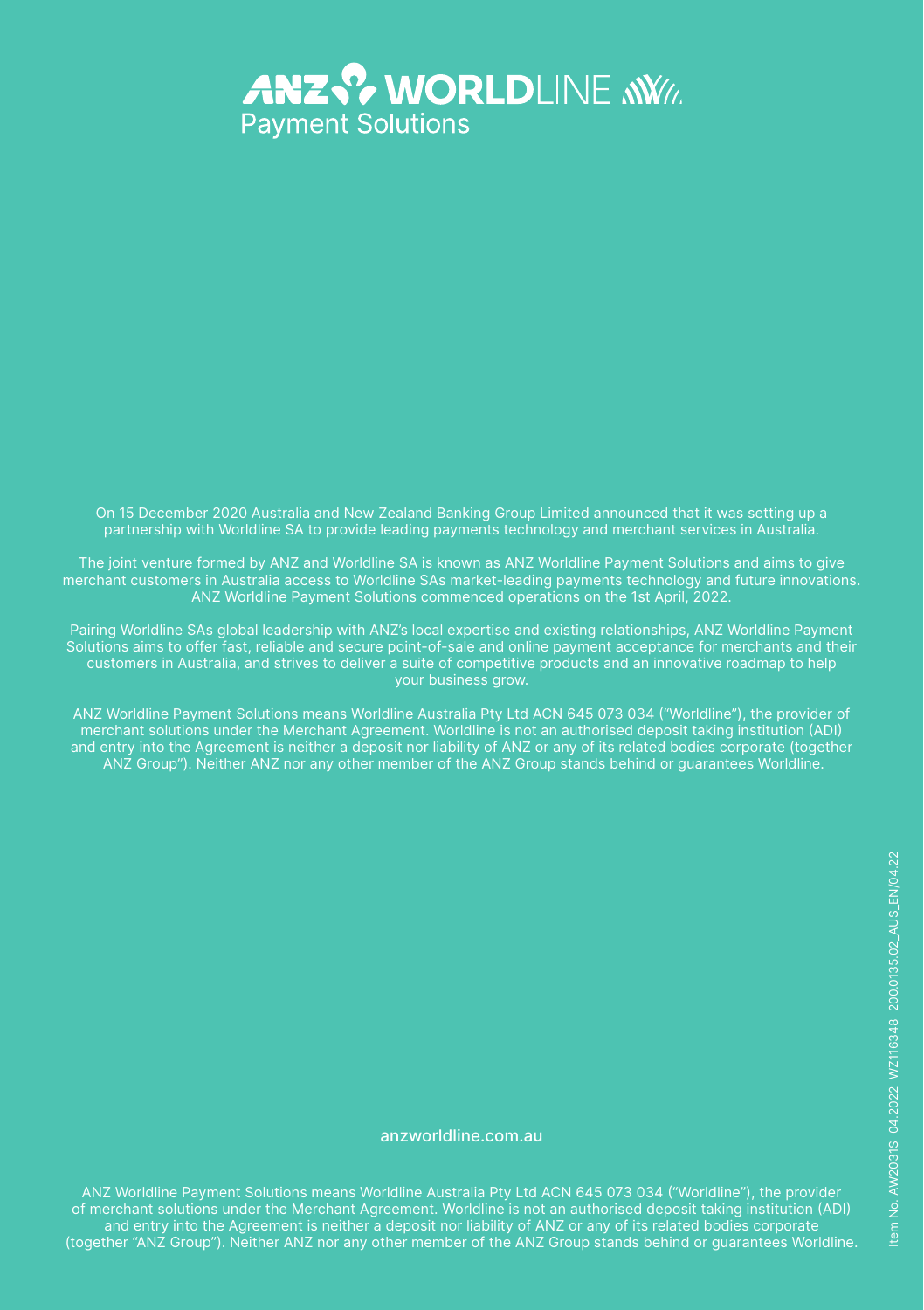ANZ WORLDLINE
Payment Solutions

On 15 December 2020 Australia and New Zealand Banking Group Limited announced that it was setting up a partnership with Worldline SA to provide leading payments technology and merchant services in Australia.

The joint venture formed by ANZ and Worldline SA is known as ANZ Worldline Payment Solutions and aims to give merchant customers in Australia access to Worldline SAs market-leading payments technology and future innovations. ANZ Worldline Payment Solutions commenced operations on the 1st April, 2022.

Pairing Worldline SAs global leadership with ANZ's local expertise and existing relationships, ANZ Worldline Payment Solutions aims to offer fast, reliable and secure point-of-sale and online payment acceptance for merchants and their customers in Australia, and strives to deliver a suite of competitive products and an innovative roadmap to help your business grow.

ANZ Worldline Payment Solutions means Worldline Australia Pty Ltd ACN 645 073 034 ("Worldline"), the provider of merchant solutions under the Merchant Agreement. Worldline is not an authorised deposit taking institution (ADI) and entry into the Agreement is neither a deposit nor liability of ANZ or any of its related bodies corporate (together ANZ Group"). Neither ANZ nor any other member of the ANZ Group stands behind or guarantees Worldline.

anzworldline.com.au

ANZ Worldline Payment Solutions means Worldline Australia Pty Ltd ACN 645 073 034 ("Worldline"), the provider of merchant solutions under the Merchant Agreement. Worldline is not an authorised deposit taking institution (ADI) and entry into the Agreement is neither a deposit nor liability of ANZ or any of its related bodies corporate (together "ANZ Group"). Neither ANZ nor any other member of the ANZ Group stands behind or guarantees Worldline.

Item No. AW2031S 04.2022 WZ116348 200.0135.02_AUS_EN/04.22